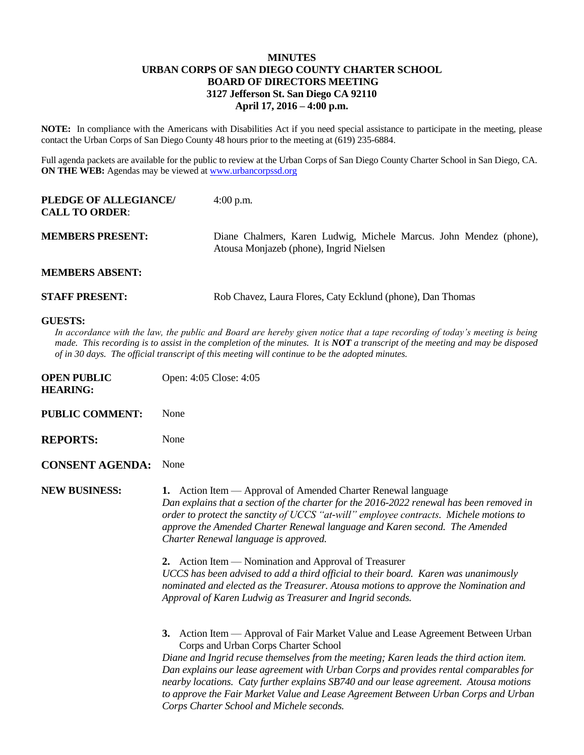**MINUTES**
**URBAN CORPS OF SAN DIEGO COUNTY CHARTER SCHOOL**
**BOARD OF DIRECTORS MEETING**
**3127 Jefferson St. San Diego CA 92110**
**April 17, 2016 – 4:00 p.m.**

**NOTE:** In compliance with the Americans with Disabilities Act if you need special assistance to participate in the meeting, please contact the Urban Corps of San Diego County 48 hours prior to the meeting at (619) 235-6884.

Full agenda packets are available for the public to review at the Urban Corps of San Diego County Charter School in San Diego, CA. **ON THE WEB:** Agendas may be viewed at www.urbancorpssd.org

**PLEDGE OF ALLEGIANCE/ CALL TO ORDER**: 4:00 p.m.

**MEMBERS PRESENT:** Diane Chalmers, Karen Ludwig, Michele Marcus. John Mendez (phone), Atousa Monjazeb (phone), Ingrid Nielsen

**MEMBERS ABSENT:**

**STAFF PRESENT:** Rob Chavez, Laura Flores, Caty Ecklund (phone), Dan Thomas

**GUESTS:**

*In accordance with the law, the public and Board are hereby given notice that a tape recording of today's meeting is being made. This recording is to assist in the completion of the minutes. It is **NOT** a transcript of the meeting and may be disposed of in 30 days. The official transcript of this meeting will continue to be the adopted minutes.*

**OPEN PUBLIC HEARING:** Open: 4:05 Close: 4:05

**PUBLIC COMMENT:** None

**REPORTS:** None

**CONSENT AGENDA:** None

**NEW BUSINESS:**

**1.** Action Item — Approval of Amended Charter Renewal language
*Dan explains that a section of the charter for the 2016-2022 renewal has been removed in order to protect the sanctity of UCCS "at-will" employee contracts. Michele motions to approve the Amended Charter Renewal language and Karen second. The Amended Charter Renewal language is approved.*

**2.** Action Item — Nomination and Approval of Treasurer
*UCCS has been advised to add a third official to their board. Karen was unanimously nominated and elected as the Treasurer. Atousa motions to approve the Nomination and Approval of Karen Ludwig as Treasurer and Ingrid seconds.*

**3.** Action Item — Approval of Fair Market Value and Lease Agreement Between Urban Corps and Urban Corps Charter School
*Diane and Ingrid recuse themselves from the meeting; Karen leads the third action item. Dan explains our lease agreement with Urban Corps and provides rental comparables for nearby locations. Caty further explains SB740 and our lease agreement. Atousa motions to approve the Fair Market Value and Lease Agreement Between Urban Corps and Urban Corps Charter School and Michele seconds.*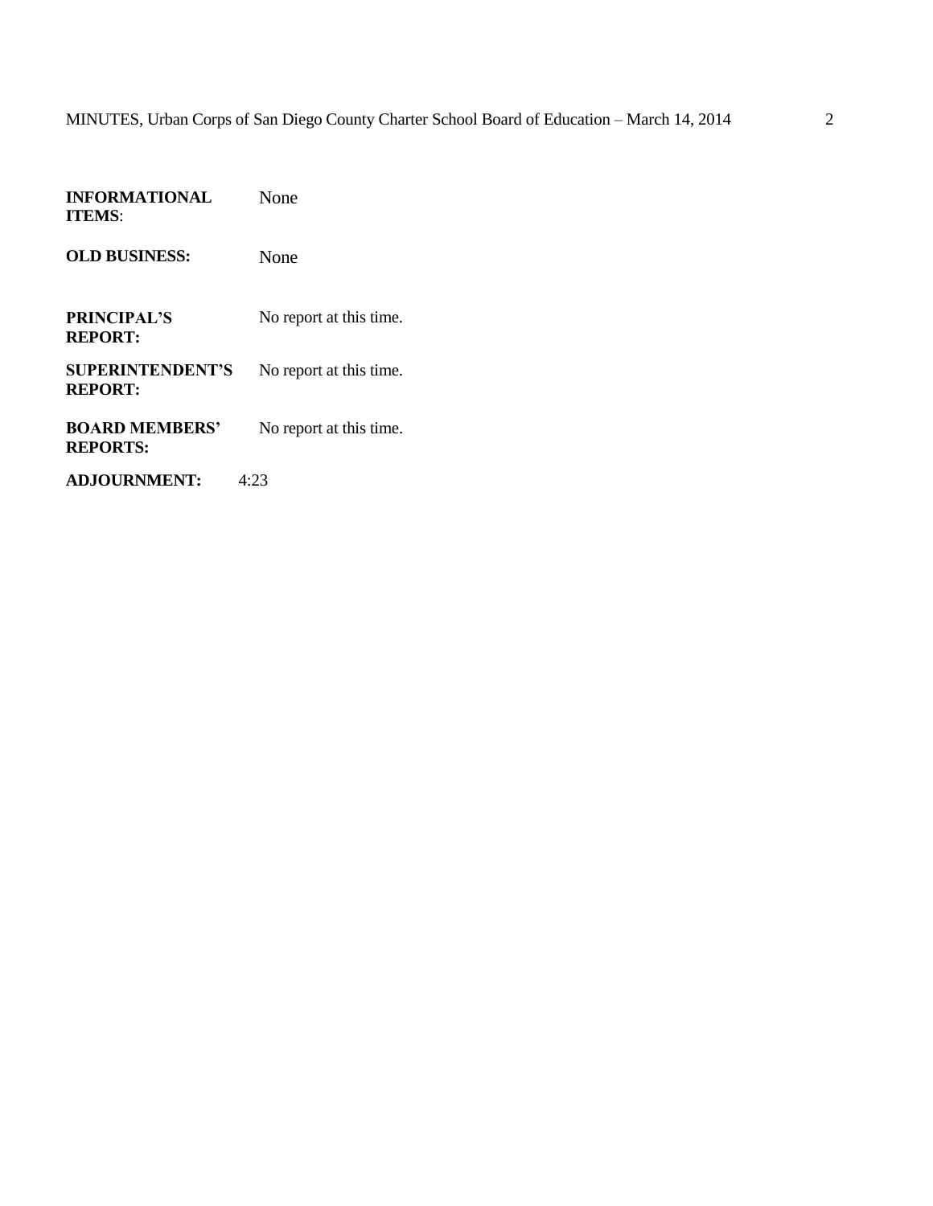**INFORMATIONAL ITEMS**: None

**OLD BUSINESS:** None

**PRINCIPAL'S REPORT:** No report at this time.

**SUPERINTENDENT'S REPORT:** No report at this time.

**BOARD MEMBERS' REPORTS:** No report at this time.

**ADJOURNMENT:** 4:23